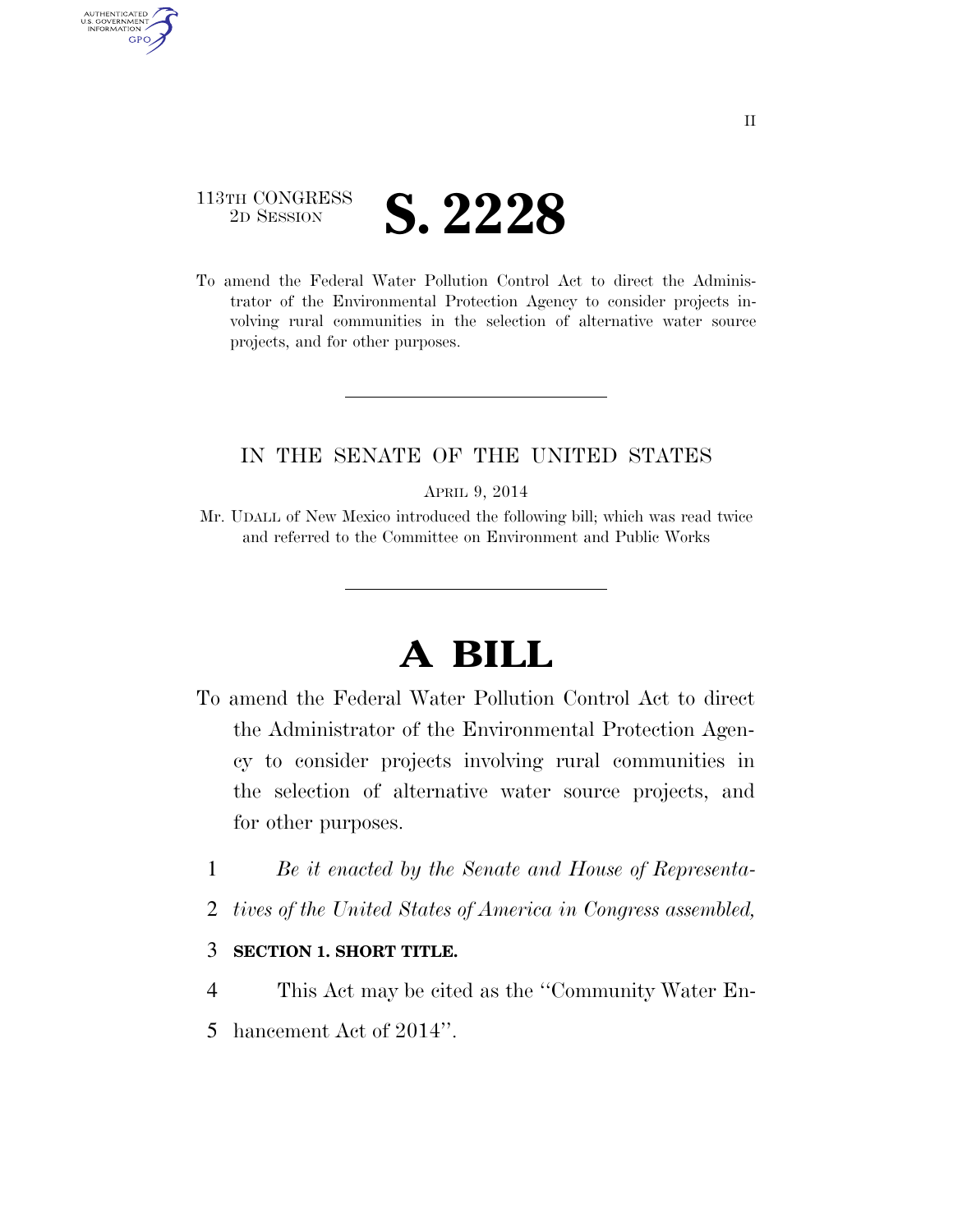113TH CONGRESS
2D SESSION

# S. 2228

To amend the Federal Water Pollution Control Act to direct the Administrator of the Environmental Protection Agency to consider projects involving rural communities in the selection of alternative water source projects, and for other purposes.

---

IN THE SENATE OF THE UNITED STATES

APRIL 9, 2014

Mr. UDALL of New Mexico introduced the following bill; which was read twice and referred to the Committee on Environment and Public Works

---

# A BILL

To amend the Federal Water Pollution Control Act to direct the Administrator of the Environmental Protection Agency to consider projects involving rural communities in the selection of alternative water source projects, and for other purposes.

1 *Be it enacted by the Senate and House of Representa-*
2 *tives of the United States of America in Congress assembled,*

3 **SECTION 1. SHORT TITLE.**

4 This Act may be cited as the ''Community Water En-
5 hancement Act of 2014''.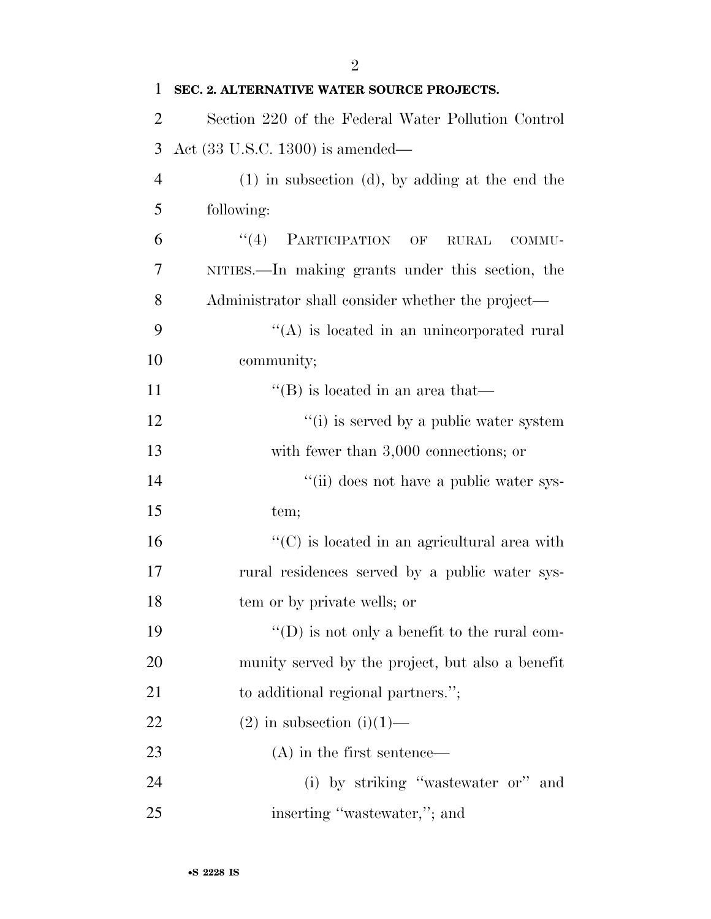**SEC. 2. ALTERNATIVE WATER SOURCE PROJECTS.**

Section 220 of the Federal Water Pollution Control Act (33 U.S.C. 1300) is amended—

(1) in subsection (d), by adding at the end the following:

"(4) PARTICIPATION OF RURAL COMMUNITIES.—In making grants under this section, the Administrator shall consider whether the project—

"(A) is located in an unincorporated rural community;

"(B) is located in an area that—

"(i) is served by a public water system with fewer than 3,000 connections; or

"(ii) does not have a public water system;

"(C) is located in an agricultural area with rural residences served by a public water system or by private wells; or

"(D) is not only a benefit to the rural community served by the project, but also a benefit to additional regional partners.";

(2) in subsection (i)(1)—

(A) in the first sentence—

(i) by striking "wastewater or" and inserting "wastewater,"; and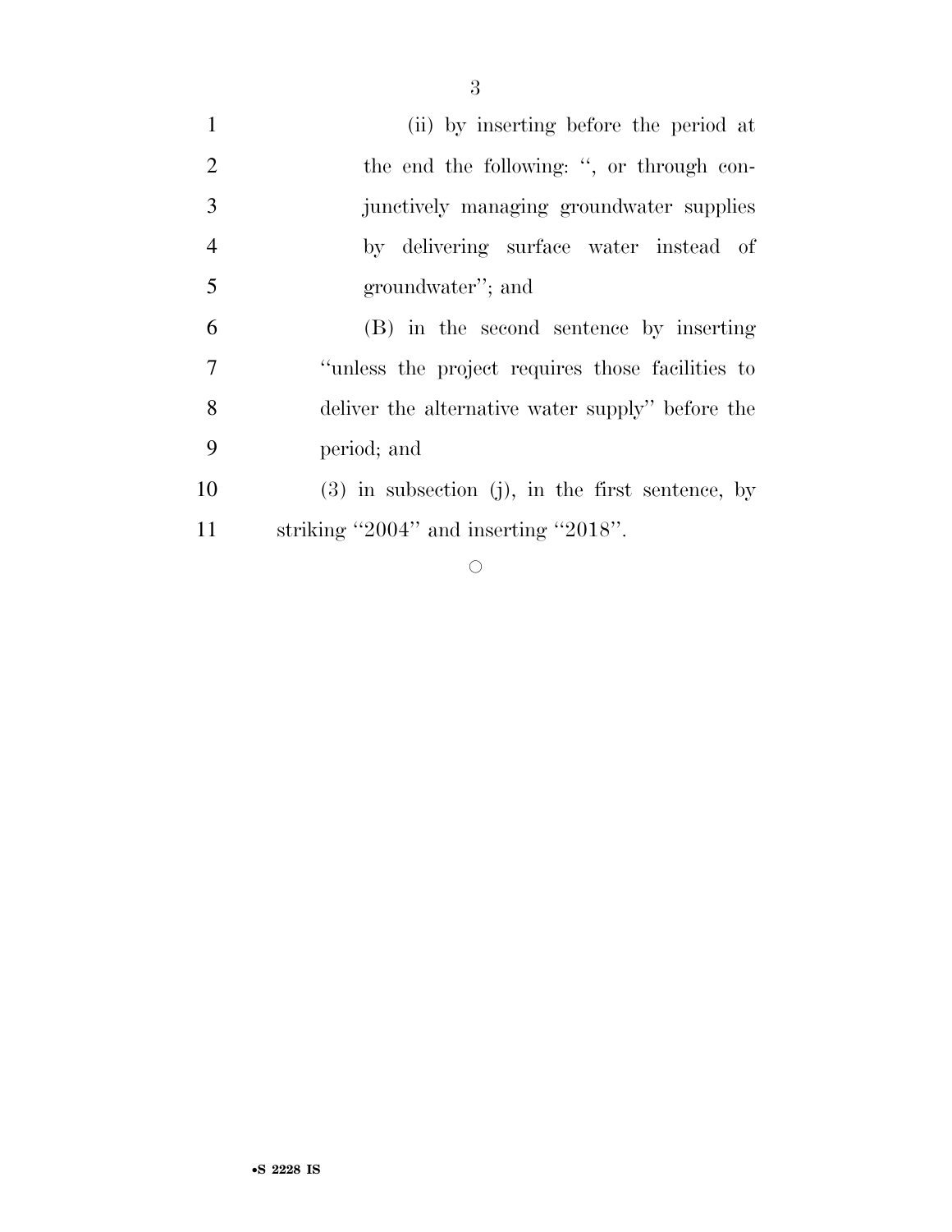(ii) by inserting before the period at the end the following: ", or through conjunctively managing groundwater supplies by delivering surface water instead of groundwater"; and

(B) in the second sentence by inserting "unless the project requires those facilities to deliver the alternative water supply" before the period; and

(3) in subsection (j), in the first sentence, by striking "2004" and inserting "2018".

○